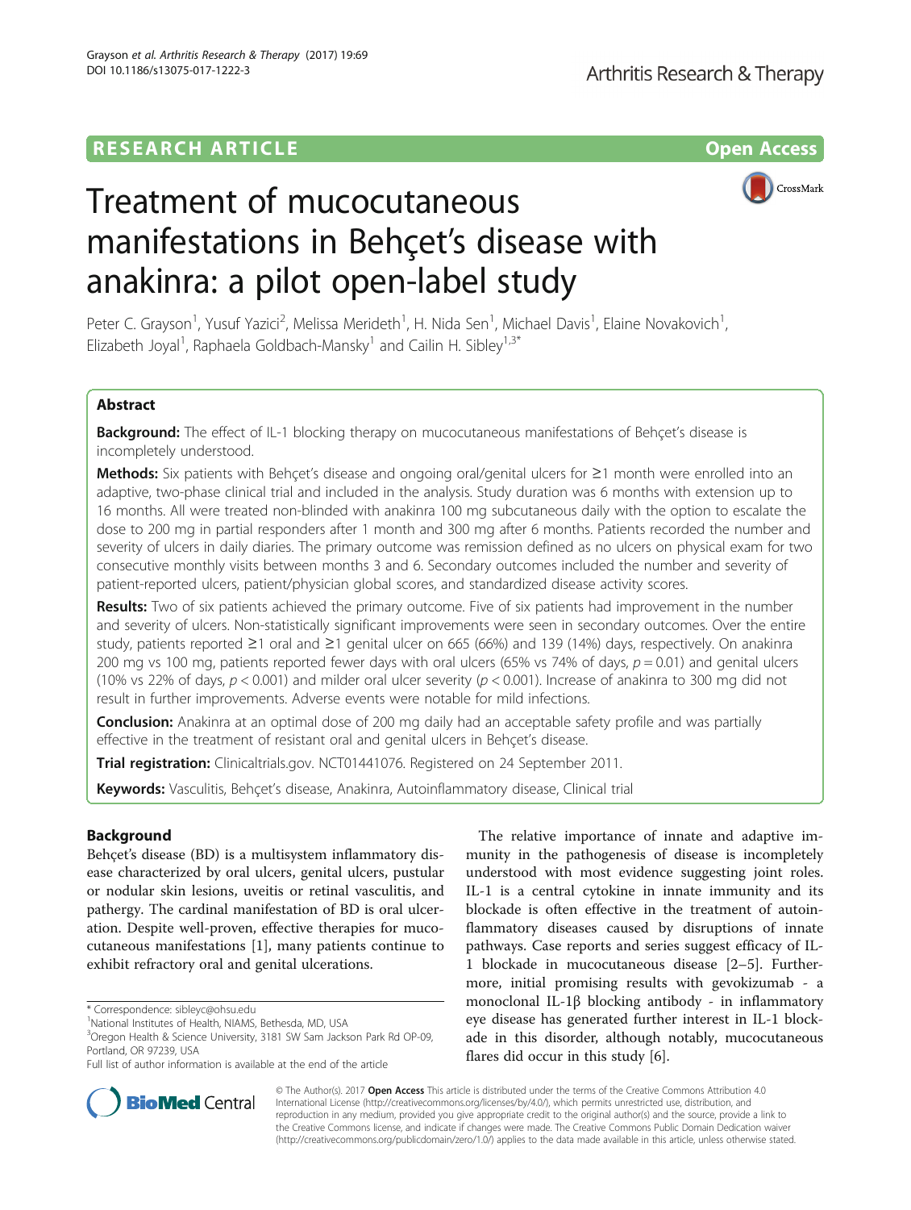RESEARCH ARTICLE

Open Access

# Treatment of mucocutaneous manifestations in Behçet's disease with anakinra: a pilot open-label study

Peter C. Grayson[1], Yusuf Yazici[2], Melissa Merideth[1], H. Nida Sen[1], Michael Davis[1], Elaine Novakovich[1], Elizabeth Joyal[1], Raphaela Goldbach-Mansky[1] and Cailin H. Sibley[1,3*]

## Abstract

**Background:** The effect of IL-1 blocking therapy on mucocutaneous manifestations of Behçet's disease is incompletely understood.

**Methods:** Six patients with Behçet's disease and ongoing oral/genital ulcers for ≥1 month were enrolled into an adaptive, two-phase clinical trial and included in the analysis. Study duration was 6 months with extension up to 16 months. All were treated non-blinded with anakinra 100 mg subcutaneous daily with the option to escalate the dose to 200 mg in partial responders after 1 month and 300 mg after 6 months. Patients recorded the number and severity of ulcers in daily diaries. The primary outcome was remission defined as no ulcers on physical exam for two consecutive monthly visits between months 3 and 6. Secondary outcomes included the number and severity of patient-reported ulcers, patient/physician global scores, and standardized disease activity scores.

**Results:** Two of six patients achieved the primary outcome. Five of six patients had improvement in the number and severity of ulcers. Non-statistically significant improvements were seen in secondary outcomes. Over the entire study, patients reported ≥1 oral and ≥1 genital ulcer on 665 (66%) and 139 (14%) days, respectively. On anakinra 200 mg vs 100 mg, patients reported fewer days with oral ulcers (65% vs 74% of days, $p = 0.01$) and genital ulcers (10% vs 22% of days, $p < 0.001$) and milder oral ulcer severity ($p < 0.001$). Increase of anakinra to 300 mg did not result in further improvements. Adverse events were notable for mild infections.

**Conclusion:** Anakinra at an optimal dose of 200 mg daily had an acceptable safety profile and was partially effective in the treatment of resistant oral and genital ulcers in Behçet's disease.

**Trial registration:** Clinicaltrials.gov. NCT01441076. Registered on 24 September 2011.

**Keywords:** Vasculitis, Behçet's disease, Anakinra, Autoinflammatory disease, Clinical trial

## Background

Behçet's disease (BD) is a multisystem inflammatory disease characterized by oral ulcers, genital ulcers, pustular or nodular skin lesions, uveitis or retinal vasculitis, and pathergy. The cardinal manifestation of BD is oral ulceration. Despite well-proven, effective therapies for mucocutaneous manifestations [1], many patients continue to exhibit refractory oral and genital ulcerations.

The relative importance of innate and adaptive immunity in the pathogenesis of disease is incompletely understood with most evidence suggesting joint roles. IL-1 is a central cytokine in innate immunity and its blockade is often effective in the treatment of autoinflammatory diseases caused by disruptions of innate pathways. Case reports and series suggest efficacy of IL-1 blockade in mucocutaneous disease [2–5]. Furthermore, initial promising results with gevokizumab - a monoclonal IL-1β blocking antibody - in inflammatory eye disease has generated further interest in IL-1 blockade in this disorder, although notably, mucocutaneous flares did occur in this study [6].

\* Correspondence: sibleyc@ohsu.edu
[1]National Institutes of Health, NIAMS, Bethesda, MD, USA
[3]Oregon Health & Science University, 3181 SW Sam Jackson Park Rd OP-09, Portland, OR 97239, USA
Full list of author information is available at the end of the article

© The Author(s). 2017 **Open Access** This article is distributed under the terms of the Creative Commons Attribution 4.0 International License (http://creativecommons.org/licenses/by/4.0/), which permits unrestricted use, distribution, and reproduction in any medium, provided you give appropriate credit to the original author(s) and the source, provide a link to the Creative Commons license, and indicate if changes were made. The Creative Commons Public Domain Dedication waiver (http://creativecommons.org/publicdomain/zero/1.0/) applies to the data made available in this article, unless otherwise stated.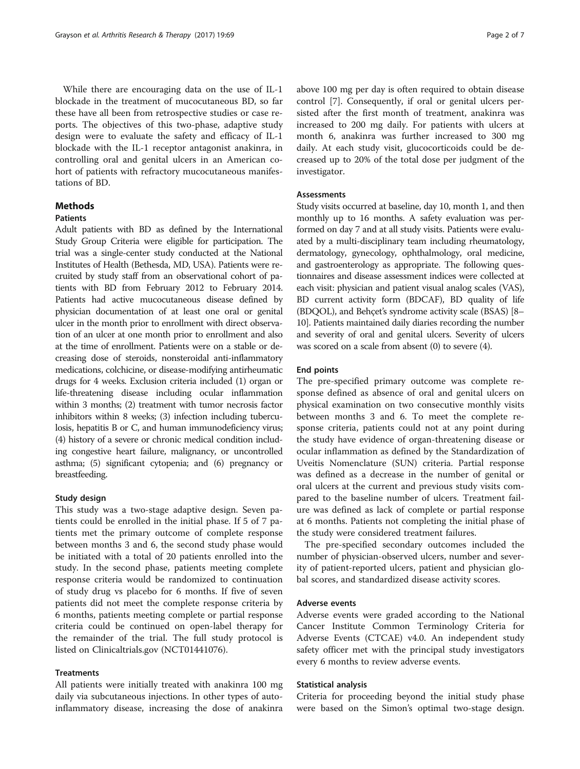While there are encouraging data on the use of IL-1 blockade in the treatment of mucocutaneous BD, so far these have all been from retrospective studies or case reports. The objectives of this two-phase, adaptive study design were to evaluate the safety and efficacy of IL-1 blockade with the IL-1 receptor antagonist anakinra, in controlling oral and genital ulcers in an American cohort of patients with refractory mucocutaneous manifestations of BD.

## Methods

### Patients

Adult patients with BD as defined by the International Study Group Criteria were eligible for participation. The trial was a single-center study conducted at the National Institutes of Health (Bethesda, MD, USA). Patients were recruited by study staff from an observational cohort of patients with BD from February 2012 to February 2014. Patients had active mucocutaneous disease defined by physician documentation of at least one oral or genital ulcer in the month prior to enrollment with direct observation of an ulcer at one month prior to enrollment and also at the time of enrollment. Patients were on a stable or decreasing dose of steroids, nonsteroidal anti-inflammatory medications, colchicine, or disease-modifying antirheumatic drugs for 4 weeks. Exclusion criteria included (1) organ or life-threatening disease including ocular inflammation within 3 months; (2) treatment with tumor necrosis factor inhibitors within 8 weeks; (3) infection including tuberculosis, hepatitis B or C, and human immunodeficiency virus; (4) history of a severe or chronic medical condition including congestive heart failure, malignancy, or uncontrolled asthma; (5) significant cytopenia; and (6) pregnancy or breastfeeding.

### Study design

This study was a two-stage adaptive design. Seven patients could be enrolled in the initial phase. If 5 of 7 patients met the primary outcome of complete response between months 3 and 6, the second study phase would be initiated with a total of 20 patients enrolled into the study. In the second phase, patients meeting complete response criteria would be randomized to continuation of study drug vs placebo for 6 months. If five of seven patients did not meet the complete response criteria by 6 months, patients meeting complete or partial response criteria could be continued on open-label therapy for the remainder of the trial. The full study protocol is listed on Clinicaltrials.gov (NCT01441076).

### Treatments

All patients were initially treated with anakinra 100 mg daily via subcutaneous injections. In other types of autoinflammatory disease, increasing the dose of anakinra above 100 mg per day is often required to obtain disease control [7]. Consequently, if oral or genital ulcers persisted after the first month of treatment, anakinra was increased to 200 mg daily. For patients with ulcers at month 6, anakinra was further increased to 300 mg daily. At each study visit, glucocorticoids could be decreased up to 20% of the total dose per judgment of the investigator.

### Assessments

Study visits occurred at baseline, day 10, month 1, and then monthly up to 16 months. A safety evaluation was performed on day 7 and at all study visits. Patients were evaluated by a multi-disciplinary team including rheumatology, dermatology, gynecology, ophthalmology, oral medicine, and gastroenterology as appropriate. The following questionnaires and disease assessment indices were collected at each visit: physician and patient visual analog scales (VAS), BD current activity form (BDCAF), BD quality of life (BDQOL), and Behçet's syndrome activity scale (BSAS) [8–10]. Patients maintained daily diaries recording the number and severity of oral and genital ulcers. Severity of ulcers was scored on a scale from absent (0) to severe (4).

### End points

The pre-specified primary outcome was complete response defined as absence of oral and genital ulcers on physical examination on two consecutive monthly visits between months 3 and 6. To meet the complete response criteria, patients could not at any point during the study have evidence of organ-threatening disease or ocular inflammation as defined by the Standardization of Uveitis Nomenclature (SUN) criteria. Partial response was defined as a decrease in the number of genital or oral ulcers at the current and previous study visits compared to the baseline number of ulcers. Treatment failure was defined as lack of complete or partial response at 6 months. Patients not completing the initial phase of the study were considered treatment failures.

The pre-specified secondary outcomes included the number of physician-observed ulcers, number and severity of patient-reported ulcers, patient and physician global scores, and standardized disease activity scores.

### Adverse events

Adverse events were graded according to the National Cancer Institute Common Terminology Criteria for Adverse Events (CTCAE) v4.0. An independent study safety officer met with the principal study investigators every 6 months to review adverse events.

### Statistical analysis

Criteria for proceeding beyond the initial study phase were based on the Simon's optimal two-stage design.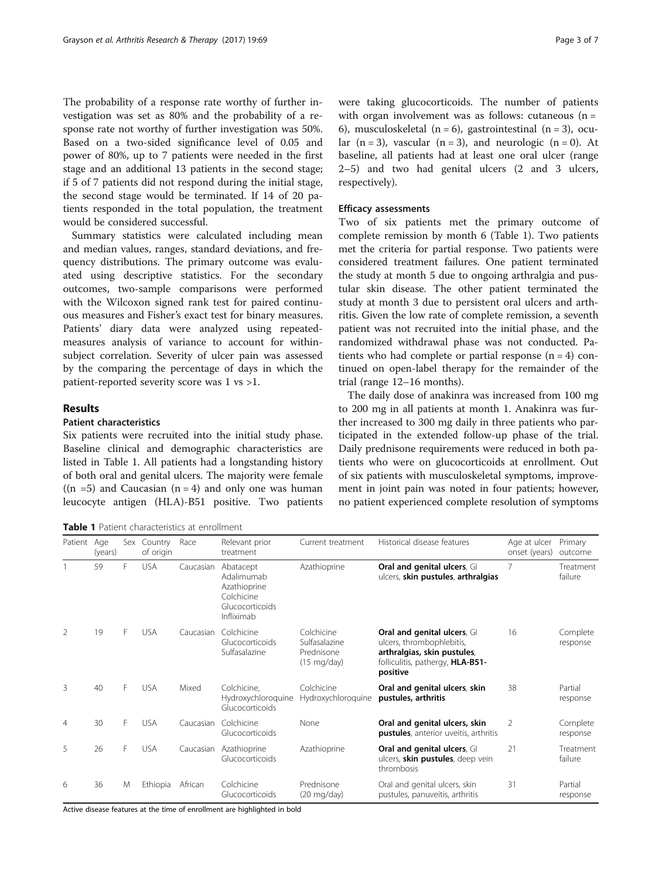The probability of a response rate worthy of further investigation was set as 80% and the probability of a response rate not worthy of further investigation was 50%. Based on a two-sided significance level of 0.05 and power of 80%, up to 7 patients were needed in the first stage and an additional 13 patients in the second stage; if 5 of 7 patients did not respond during the initial stage, the second stage would be terminated. If 14 of 20 patients responded in the total population, the treatment would be considered successful.

Summary statistics were calculated including mean and median values, ranges, standard deviations, and frequency distributions. The primary outcome was evaluated using descriptive statistics. For the secondary outcomes, two-sample comparisons were performed with the Wilcoxon signed rank test for paired continuous measures and Fisher's exact test for binary measures. Patients' diary data were analyzed using repeated-measures analysis of variance to account for within-subject correlation. Severity of ulcer pain was assessed by the comparing the percentage of days in which the patient-reported severity score was 1 vs >1.

## Results

### Patient characteristics

Six patients were recruited into the initial study phase. Baseline clinical and demographic characteristics are listed in Table 1. All patients had a longstanding history of both oral and genital ulcers. The majority were female ((n =5) and Caucasian (n = 4) and only one was human leucocyte antigen (HLA)-B51 positive. Two patients were taking glucocorticoids. The number of patients with organ involvement was as follows: cutaneous (n = 6), musculoskeletal (n = 6), gastrointestinal (n = 3), ocular (n = 3), vascular (n = 3), and neurologic (n = 0). At baseline, all patients had at least one oral ulcer (range 2–5) and two had genital ulcers (2 and 3 ulcers, respectively).

### Efficacy assessments

Two of six patients met the primary outcome of complete remission by month 6 (Table 1). Two patients met the criteria for partial response. Two patients were considered treatment failures. One patient terminated the study at month 5 due to ongoing arthralgia and pustular skin disease. The other patient terminated the study at month 3 due to persistent oral ulcers and arthritis. Given the low rate of complete remission, a seventh patient was not recruited into the initial phase, and the randomized withdrawal phase was not conducted. Patients who had complete or partial response (n = 4) continued on open-label therapy for the remainder of the trial (range 12–16 months).

The daily dose of anakinra was increased from 100 mg to 200 mg in all patients at month 1. Anakinra was further increased to 300 mg daily in three patients who participated in the extended follow-up phase of the trial. Daily prednisone requirements were reduced in both patients who were on glucocorticoids at enrollment. Out of six patients with musculoskeletal symptoms, improvement in joint pain was noted in four patients; however, no patient experienced complete resolution of symptoms

**Table 1** Patient characteristics at enrollment

| Patient | Age (years) | Sex | Country of origin | Race | Relevant prior treatment | Current treatment | Historical disease features | Age at ulcer onset (years) | Primary outcome |
|---|---|---|---|---|---|---|---|---|---|
| 1 | 59 | F | USA | Caucasian | Abatacept Adalimumab Azathioprine Colchicine Glucocorticoids Infliximab | Azathioprine | **Oral and genital ulcers**, GI ulcers, **skin pustules**, **arthralgias** | 7 | Treatment failure |
| 2 | 19 | F | USA | Caucasian | Colchicine Glucocorticoids Sulfasalazine | Colchicine Sulfasalazine Prednisone (15 mg/day) | **Oral and genital ulcers**, GI ulcers, thrombophlebitis, **arthralgias**, **skin pustules**, folliculitis, pathergy, **HLA-B51-positive** | 16 | Complete response |
| 3 | 40 | F | USA | Mixed | Colchicine, Hydroxychloroquine Glucocorticoids | Colchicine Hydroxychloroquine | **Oral and genital ulcers**, **skin pustules, arthritis** | 38 | Partial response |
| 4 | 30 | F | USA | Caucasian | Colchicine Glucocorticoids | None | **Oral and genital ulcers, skin pustules**, anterior uveitis, arthritis | 2 | Complete response |
| 5 | 26 | F | USA | Caucasian | Azathioprine Glucocorticoids | Azathioprine | **Oral and genital ulcers**, GI ulcers, **skin pustules**, deep vein thrombosis | 21 | Treatment failure |
| 6 | 36 | M | Ethiopia | African | Colchicine Glucocorticoids | Prednisone (20 mg/day) | Oral and genital ulcers, skin pustules, panuveitis, arthritis | 31 | Partial response |

Active disease features at the time of enrollment are highlighted in bold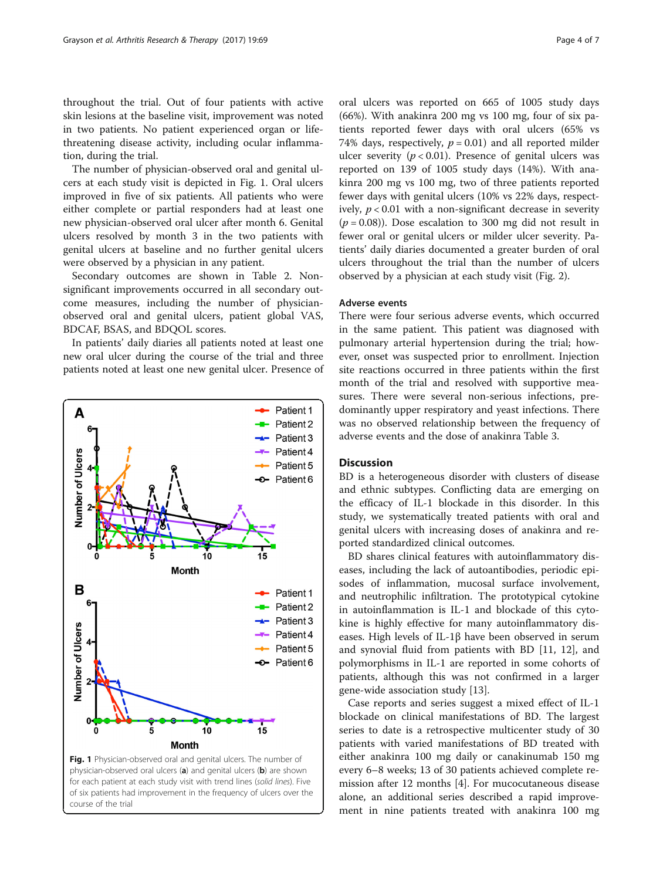throughout the trial. Out of four patients with active skin lesions at the baseline visit, improvement was noted in two patients. No patient experienced organ or life-threatening disease activity, including ocular inflammation, during the trial.

The number of physician-observed oral and genital ulcers at each study visit is depicted in Fig. 1. Oral ulcers improved in five of six patients. All patients who were either complete or partial responders had at least one new physician-observed oral ulcer after month 6. Genital ulcers resolved by month 3 in the two patients with genital ulcers at baseline and no further genital ulcers were observed by a physician in any patient.

Secondary outcomes are shown in Table 2. Non-significant improvements occurred in all secondary outcome measures, including the number of physician-observed oral and genital ulcers, patient global VAS, BDCAF, BSAS, and BDQOL scores.

In patients' daily diaries all patients noted at least one new oral ulcer during the course of the trial and three patients noted at least one new genital ulcer. Presence of oral ulcers was reported on 665 of 1005 study days (66%). With anakinra 200 mg vs 100 mg, four of six patients reported fewer days with oral ulcers (65% vs 74% days, respectively, $p = 0.01$) and all reported milder ulcer severity ($p < 0.01$). Presence of genital ulcers was reported on 139 of 1005 study days (14%). With anakinra 200 mg vs 100 mg, two of three patients reported fewer days with genital ulcers (10% vs 22% days, respectively, $p < 0.01$ with a non-significant decrease in severity ($p = 0.08$)). Dose escalation to 300 mg did not result in fewer oral or genital ulcers or milder ulcer severity. Patients' daily diaries documented a greater burden of oral ulcers throughout the trial than the number of ulcers observed by a physician at each study visit (Fig. 2).

**Fig. 1** Physician-observed oral and genital ulcers. The number of physician-observed oral ulcers (**a**) and genital ulcers (**b**) are shown for each patient at each study visit with trend lines (*solid lines*). Five of six patients had improvement in the frequency of ulcers over the course of the trial

### Adverse events

There were four serious adverse events, which occurred in the same patient. This patient was diagnosed with pulmonary arterial hypertension during the trial; however, onset was suspected prior to enrollment. Injection site reactions occurred in three patients within the first month of the trial and resolved with supportive measures. There were several non-serious infections, predominantly upper respiratory and yeast infections. There was no observed relationship between the frequency of adverse events and the dose of anakinra Table 3.

## Discussion

BD is a heterogeneous disorder with clusters of disease and ethnic subtypes. Conflicting data are emerging on the efficacy of IL-1 blockade in this disorder. In this study, we systematically treated patients with oral and genital ulcers with increasing doses of anakinra and reported standardized clinical outcomes.

BD shares clinical features with autoinflammatory diseases, including the lack of autoantibodies, periodic episodes of inflammation, mucosal surface involvement, and neutrophilic infiltration. The prototypical cytokine in autoinflammation is IL-1 and blockade of this cytokine is highly effective for many autoinflammatory diseases. High levels of IL-1β have been observed in serum and synovial fluid from patients with BD [11, 12], and polymorphisms in IL-1 are reported in some cohorts of patients, although this was not confirmed in a larger gene-wide association study [13].

Case reports and series suggest a mixed effect of IL-1 blockade on clinical manifestations of BD. The largest series to date is a retrospective multicenter study of 30 patients with varied manifestations of BD treated with either anakinra 100 mg daily or canakinumab 150 mg every 6–8 weeks; 13 of 30 patients achieved complete remission after 12 months [4]. For mucocutaneous disease alone, an additional series described a rapid improvement in nine patients treated with anakinra 100 mg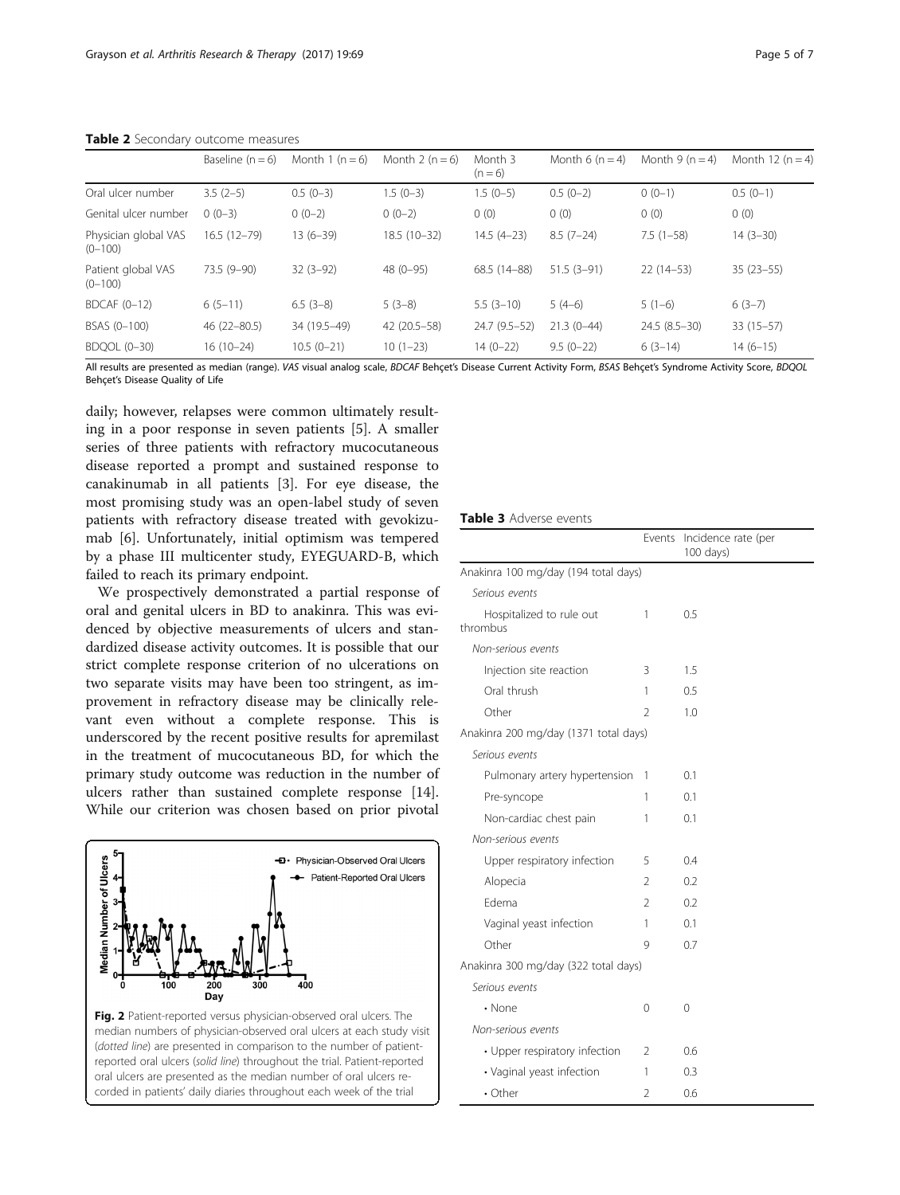**Table 2** Secondary outcome measures

| | Baseline (n = 6) | Month 1 (n = 6) | Month 2 (n = 6) | Month 3 (n = 6) | Month 6 (n = 4) | Month 9 (n = 4) | Month 12 (n = 4) |
|---|---|---|---|---|---|---|---|
| Oral ulcer number | 3.5 (2–5) | 0.5 (0–3) | 1.5 (0–3) | 1.5 (0–5) | 0.5 (0–2) | 0 (0–1) | 0.5 (0–1) |
| Genital ulcer number | 0 (0–3) | 0 (0–2) | 0 (0–2) | 0 (0) | 0 (0) | 0 (0) | 0 (0) |
| Physician global VAS (0–100) | 16.5 (12–79) | 13 (6–39) | 18.5 (10–32) | 14.5 (4–23) | 8.5 (7–24) | 7.5 (1–58) | 14 (3–30) |
| Patient global VAS (0–100) | 73.5 (9–90) | 32 (3–92) | 48 (0–95) | 68.5 (14–88) | 51.5 (3–91) | 22 (14–53) | 35 (23–55) |
| BDCAF (0–12) | 6 (5–11) | 6.5 (3–8) | 5 (3–8) | 5.5 (3–10) | 5 (4–6) | 5 (1–6) | 6 (3–7) |
| BSAS (0–100) | 46 (22–80.5) | 34 (19.5–49) | 42 (20.5–58) | 24.7 (9.5–52) | 21.3 (0–44) | 24.5 (8.5–30) | 33 (15–57) |
| BDQOL (0–30) | 16 (10–24) | 10.5 (0–21) | 10 (1–23) | 14 (0–22) | 9.5 (0–22) | 6 (3–14) | 14 (6–15) |

All results are presented as median (range). *VAS* visual analog scale, *BDCAF* Behçet's Disease Current Activity Form, *BSAS* Behçet's Syndrome Activity Score, *BDQOL* Behçet's Disease Quality of Life

daily; however, relapses were common ultimately resulting in a poor response in seven patients [5]. A smaller series of three patients with refractory mucocutaneous disease reported a prompt and sustained response to canakinumab in all patients [3]. For eye disease, the most promising study was an open-label study of seven patients with refractory disease treated with gevokizumab [6]. Unfortunately, initial optimism was tempered by a phase III multicenter study, EYEGUARD-B, which failed to reach its primary endpoint.

We prospectively demonstrated a partial response of oral and genital ulcers in BD to anakinra. This was evidenced by objective measurements of ulcers and standardized disease activity outcomes. It is possible that our strict complete response criterion of no ulcerations on two separate visits may have been too stringent, as improvement in refractory disease may be clinically relevant even without a complete response. This is underscored by the recent positive results for apremilast in the treatment of mucocutaneous BD, for which the primary study outcome was reduction in the number of ulcers rather than sustained complete response [14]. While our criterion was chosen based on prior pivotal

**Fig. 2** Patient-reported versus physician-observed oral ulcers. The median numbers of physician-observed oral ulcers at each study visit (*dotted line*) are presented in comparison to the number of patient-reported oral ulcers (*solid line*) throughout the trial. Patient-reported oral ulcers are presented as the median number of oral ulcers recorded in patients' daily diaries throughout each week of the trial

**Table 3** Adverse events

| | Events | Incidence rate (per 100 days) |
|---|---|---|
| Anakinra 100 mg/day (194 total days) | | |
| *Serious events* | | |
| Hospitalized to rule out thrombus | 1 | 0.5 |
| *Non-serious events* | | |
| Injection site reaction | 3 | 1.5 |
| Oral thrush | 1 | 0.5 |
| Other | 2 | 1.0 |
| Anakinra 200 mg/day (1371 total days) | | |
| *Serious events* | | |
| Pulmonary artery hypertension | 1 | 0.1 |
| Pre-syncope | 1 | 0.1 |
| Non-cardiac chest pain | 1 | 0.1 |
| *Non-serious events* | | |
| Upper respiratory infection | 5 | 0.4 |
| Alopecia | 2 | 0.2 |
| Edema | 2 | 0.2 |
| Vaginal yeast infection | 1 | 0.1 |
| Other | 9 | 0.7 |
| Anakinra 300 mg/day (322 total days) | | |
| *Serious events* | | |
| • None | 0 | 0 |
| *Non-serious events* | | |
| • Upper respiratory infection | 2 | 0.6 |
| • Vaginal yeast infection | 1 | 0.3 |
| • Other | 2 | 0.6 |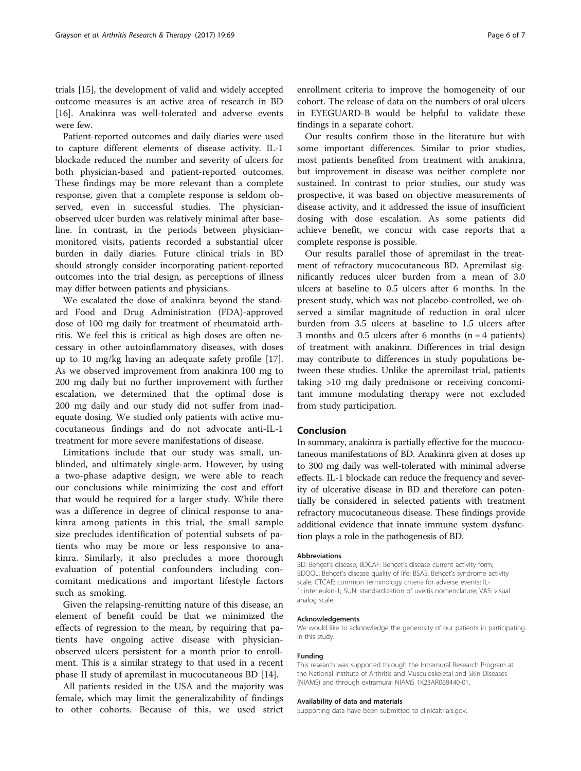trials [15], the development of valid and widely accepted outcome measures is an active area of research in BD [16]. Anakinra was well-tolerated and adverse events were few.

Patient-reported outcomes and daily diaries were used to capture different elements of disease activity. IL-1 blockade reduced the number and severity of ulcers for both physician-based and patient-reported outcomes. These findings may be more relevant than a complete response, given that a complete response is seldom observed, even in successful studies. The physician-observed ulcer burden was relatively minimal after baseline. In contrast, in the periods between physician-monitored visits, patients recorded a substantial ulcer burden in daily diaries. Future clinical trials in BD should strongly consider incorporating patient-reported outcomes into the trial design, as perceptions of illness may differ between patients and physicians.

We escalated the dose of anakinra beyond the standard Food and Drug Administration (FDA)-approved dose of 100 mg daily for treatment of rheumatoid arthritis. We feel this is critical as high doses are often necessary in other autoinflammatory diseases, with doses up to 10 mg/kg having an adequate safety profile [17]. As we observed improvement from anakinra 100 mg to 200 mg daily but no further improvement with further escalation, we determined that the optimal dose is 200 mg daily and our study did not suffer from inadequate dosing. We studied only patients with active mucocutaneous findings and do not advocate anti-IL-1 treatment for more severe manifestations of disease.

Limitations include that our study was small, unblinded, and ultimately single-arm. However, by using a two-phase adaptive design, we were able to reach our conclusions while minimizing the cost and effort that would be required for a larger study. While there was a difference in degree of clinical response to anakinra among patients in this trial, the small sample size precludes identification of potential subsets of patients who may be more or less responsive to anakinra. Similarly, it also precludes a more thorough evaluation of potential confounders including concomitant medications and important lifestyle factors such as smoking.

Given the relapsing-remitting nature of this disease, an element of benefit could be that we minimized the effects of regression to the mean, by requiring that patients have ongoing active disease with physician-observed ulcers persistent for a month prior to enrollment. This is a similar strategy to that used in a recent phase II study of apremilast in mucocutaneous BD [14].

All patients resided in the USA and the majority was female, which may limit the generalizability of findings to other cohorts. Because of this, we used strict enrollment criteria to improve the homogeneity of our cohort. The release of data on the numbers of oral ulcers in EYEGUARD-B would be helpful to validate these findings in a separate cohort.

Our results confirm those in the literature but with some important differences. Similar to prior studies, most patients benefited from treatment with anakinra, but improvement in disease was neither complete nor sustained. In contrast to prior studies, our study was prospective, it was based on objective measurements of disease activity, and it addressed the issue of insufficient dosing with dose escalation. As some patients did achieve benefit, we concur with case reports that a complete response is possible.

Our results parallel those of apremilast in the treatment of refractory mucocutaneous BD. Apremilast significantly reduces ulcer burden from a mean of 3.0 ulcers at baseline to 0.5 ulcers after 6 months. In the present study, which was not placebo-controlled, we observed a similar magnitude of reduction in oral ulcer burden from 3.5 ulcers at baseline to 1.5 ulcers after 3 months and 0.5 ulcers after 6 months ($n = 4$ patients) of treatment with anakinra. Differences in trial design may contribute to differences in study populations between these studies. Unlike the apremilast trial, patients taking >10 mg daily prednisone or receiving concomitant immune modulating therapy were not excluded from study participation.

## Conclusion

In summary, anakinra is partially effective for the mucocutaneous manifestations of BD. Anakinra given at doses up to 300 mg daily was well-tolerated with minimal adverse effects. IL-1 blockade can reduce the frequency and severity of ulcerative disease in BD and therefore can potentially be considered in selected patients with treatment refractory mucocutaneous disease. These findings provide additional evidence that innate immune system dysfunction plays a role in the pathogenesis of BD.

#### Abbreviations

BD: Behçet's disease; BDCAF: Behçet's disease current activity form; BDQOL: Behçet's disease quality of life; BSAS: Behçet's syndrome activity scale; CTCAE: common terminology criteria for adverse events; IL-1: interleukin-1; SUN: standardization of uveitis nomenclature; VAS: visual analog scale

#### Acknowledgements

We would like to acknowledge the generosity of our patients in participating in this study.

#### Funding

This research was supported through the Intramural Research Program at the National Institute of Arthritis and Musculoskeletal and Skin Diseases (NIAMS) and through extramural NIAMS 1K23AR068440-01.

#### Availability of data and materials

Supporting data have been submitted to clinicaltrials.gov.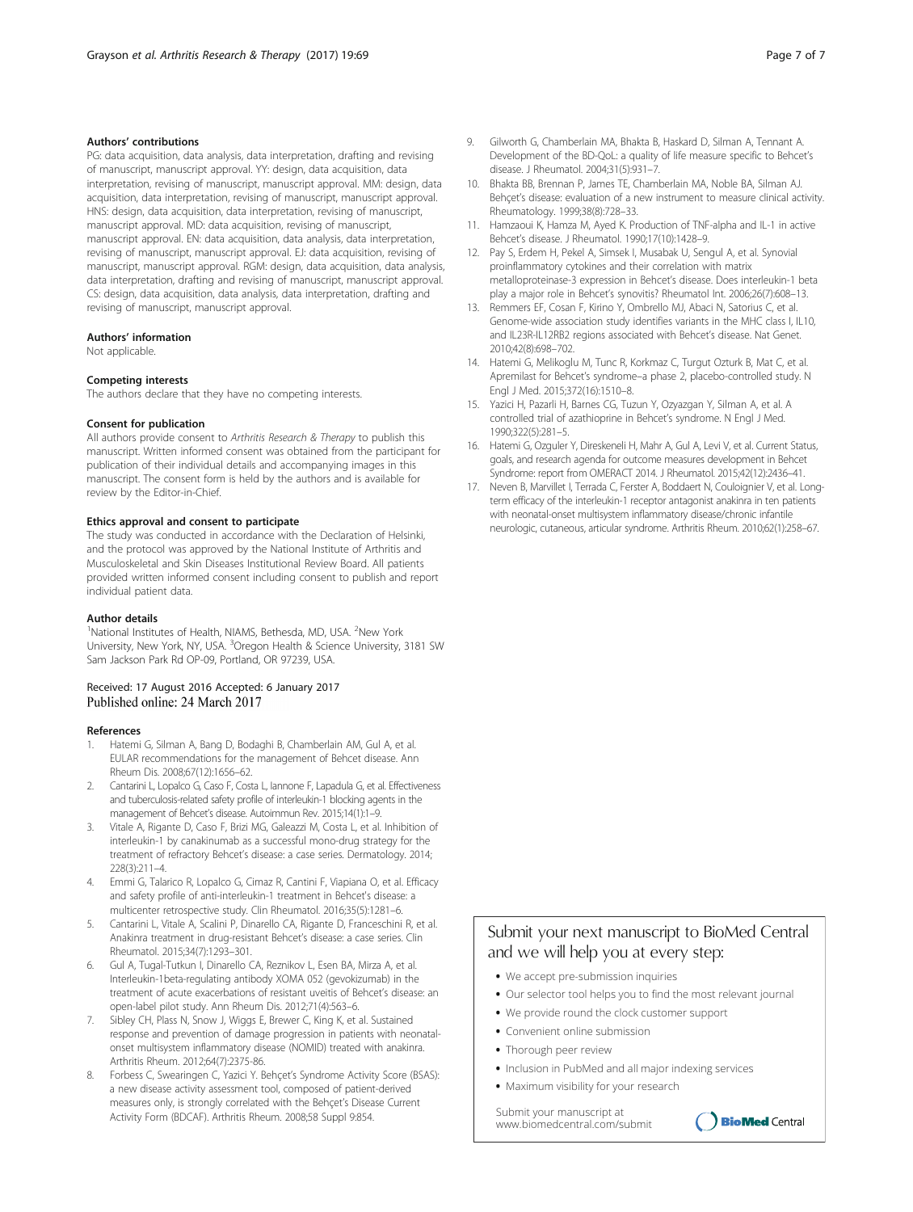### Authors' contributions

PG: data acquisition, data analysis, data interpretation, drafting and revising of manuscript, manuscript approval. YY: design, data acquisition, data interpretation, revising of manuscript, manuscript approval. MM: design, data acquisition, data interpretation, revising of manuscript, manuscript approval. HNS: design, data acquisition, data interpretation, revising of manuscript, manuscript approval. MD: data acquisition, revising of manuscript, manuscript approval. EN: data acquisition, data analysis, data interpretation, revising of manuscript, manuscript approval. EJ: data acquisition, revising of manuscript, manuscript approval. RGM: design, data acquisition, data analysis, data interpretation, drafting and revising of manuscript, manuscript approval. CS: design, data acquisition, data analysis, data interpretation, drafting and revising of manuscript, manuscript approval.

### Authors' information

Not applicable.

### Competing interests

The authors declare that they have no competing interests.

### Consent for publication

All authors provide consent to *Arthritis Research & Therapy* to publish this manuscript. Written informed consent was obtained from the participant for publication of their individual details and accompanying images in this manuscript. The consent form is held by the authors and is available for review by the Editor-in-Chief.

### Ethics approval and consent to participate

The study was conducted in accordance with the Declaration of Helsinki, and the protocol was approved by the National Institute of Arthritis and Musculoskeletal and Skin Diseases Institutional Review Board. All patients provided written informed consent including consent to publish and report individual patient data.

### Author details

[1]National Institutes of Health, NIAMS, Bethesda, MD, USA. [2]New York University, New York, NY, USA. [3]Oregon Health & Science University, 3181 SW Sam Jackson Park Rd OP-09, Portland, OR 97239, USA.

Received: 17 August 2016 Accepted: 6 January 2017
Published online: 24 March 2017

### References

1. Hatemi G, Silman A, Bang D, Bodaghi B, Chamberlain AM, Gul A, et al. EULAR recommendations for the management of Behcet disease. Ann Rheum Dis. 2008;67(12):1656–62.
2. Cantarini L, Lopalco G, Caso F, Costa L, Iannone F, Lapadula G, et al. Effectiveness and tuberculosis-related safety profile of interleukin-1 blocking agents in the management of Behcet's disease. Autoimmun Rev. 2015;14(1):1–9.
3. Vitale A, Rigante D, Caso F, Brizi MG, Galeazzi M, Costa L, et al. Inhibition of interleukin-1 by canakinumab as a successful mono-drug strategy for the treatment of refractory Behcet's disease: a case series. Dermatology. 2014; 228(3):211–4.
4. Emmi G, Talarico R, Lopalco G, Cimaz R, Cantini F, Viapiana O, et al. Efficacy and safety profile of anti-interleukin-1 treatment in Behcet's disease: a multicenter retrospective study. Clin Rheumatol. 2016;35(5):1281–6.
5. Cantarini L, Vitale A, Scalini P, Dinarello CA, Rigante D, Franceschini R, et al. Anakinra treatment in drug-resistant Behcet's disease: a case series. Clin Rheumatol. 2015;34(7):1293–301.
6. Gul A, Tugal-Tutkun I, Dinarello CA, Reznikov L, Esen BA, Mirza A, et al. Interleukin-1beta-regulating antibody XOMA 052 (gevokizumab) in the treatment of acute exacerbations of resistant uveitis of Behcet's disease: an open-label pilot study. Ann Rheum Dis. 2012;71(4):563–6.
7. Sibley CH, Plass N, Snow J, Wiggs E, Brewer C, King K, et al. Sustained response and prevention of damage progression in patients with neonatal-onset multisystem inflammatory disease (NOMID) treated with anakinra. Arthritis Rheum. 2012;64(7):2375-86.
8. Forbess C, Swearingen C, Yazici Y. Behçet's Syndrome Activity Score (BSAS): a new disease activity assessment tool, composed of patient-derived measures only, is strongly correlated with the Behçet's Disease Current Activity Form (BDCAF). Arthritis Rheum. 2008;58 Suppl 9:854.
9. Gilworth G, Chamberlain MA, Bhakta B, Haskard D, Silman A, Tennant A. Development of the BD-QoL: a quality of life measure specific to Behcet's disease. J Rheumatol. 2004;31(5):931–7.
10. Bhakta BB, Brennan P, James TE, Chamberlain MA, Noble BA, Silman AJ. Behçet's disease: evaluation of a new instrument to measure clinical activity. Rheumatology. 1999;38(8):728–33.
11. Hamzaoui K, Hamza M, Ayed K. Production of TNF-alpha and IL-1 in active Behcet's disease. J Rheumatol. 1990;17(10):1428–9.
12. Pay S, Erdem H, Pekel A, Simsek I, Musabak U, Sengul A, et al. Synovial proinflammatory cytokines and their correlation with matrix metalloproteinase-3 expression in Behcet's disease. Does interleukin-1 beta play a major role in Behcet's synovitis? Rheumatol Int. 2006;26(7):608–13.
13. Remmers EF, Cosan F, Kirino Y, Ombrello MJ, Abaci N, Satorius C, et al. Genome-wide association study identifies variants in the MHC class I, IL10, and IL23R-IL12RB2 regions associated with Behcet's disease. Nat Genet. 2010;42(8):698–702.
14. Hatemi G, Melikoglu M, Tunc R, Korkmaz C, Turgut Ozturk B, Mat C, et al. Apremilast for Behcet's syndrome–a phase 2, placebo-controlled study. N Engl J Med. 2015;372(16):1510–8.
15. Yazici H, Pazarli H, Barnes CG, Tuzun Y, Ozyazgan Y, Silman A, et al. A controlled trial of azathioprine in Behcet's syndrome. N Engl J Med. 1990;322(5):281–5.
16. Hatemi G, Ozguler Y, Direskeneli H, Mahr A, Gul A, Levi V, et al. Current Status, goals, and research agenda for outcome measures development in Behcet Syndrome: report from OMERACT 2014. J Rheumatol. 2015;42(12):2436–41.
17. Neven B, Marvillet I, Terrada C, Ferster A, Boddaert N, Couloignier V, et al. Long-term efficacy of the interleukin-1 receptor antagonist anakinra in ten patients with neonatal-onset multisystem inflammatory disease/chronic infantile neurologic, cutaneous, articular syndrome. Arthritis Rheum. 2010;62(1):258–67.

Submit your next manuscript to BioMed Central and we will help you at every step:

- We accept pre-submission inquiries
- Our selector tool helps you to find the most relevant journal
- We provide round the clock customer support
- Convenient online submission
- Thorough peer review
- Inclusion in PubMed and all major indexing services
- Maximum visibility for your research

Submit your manuscript at www.biomedcentral.com/submit